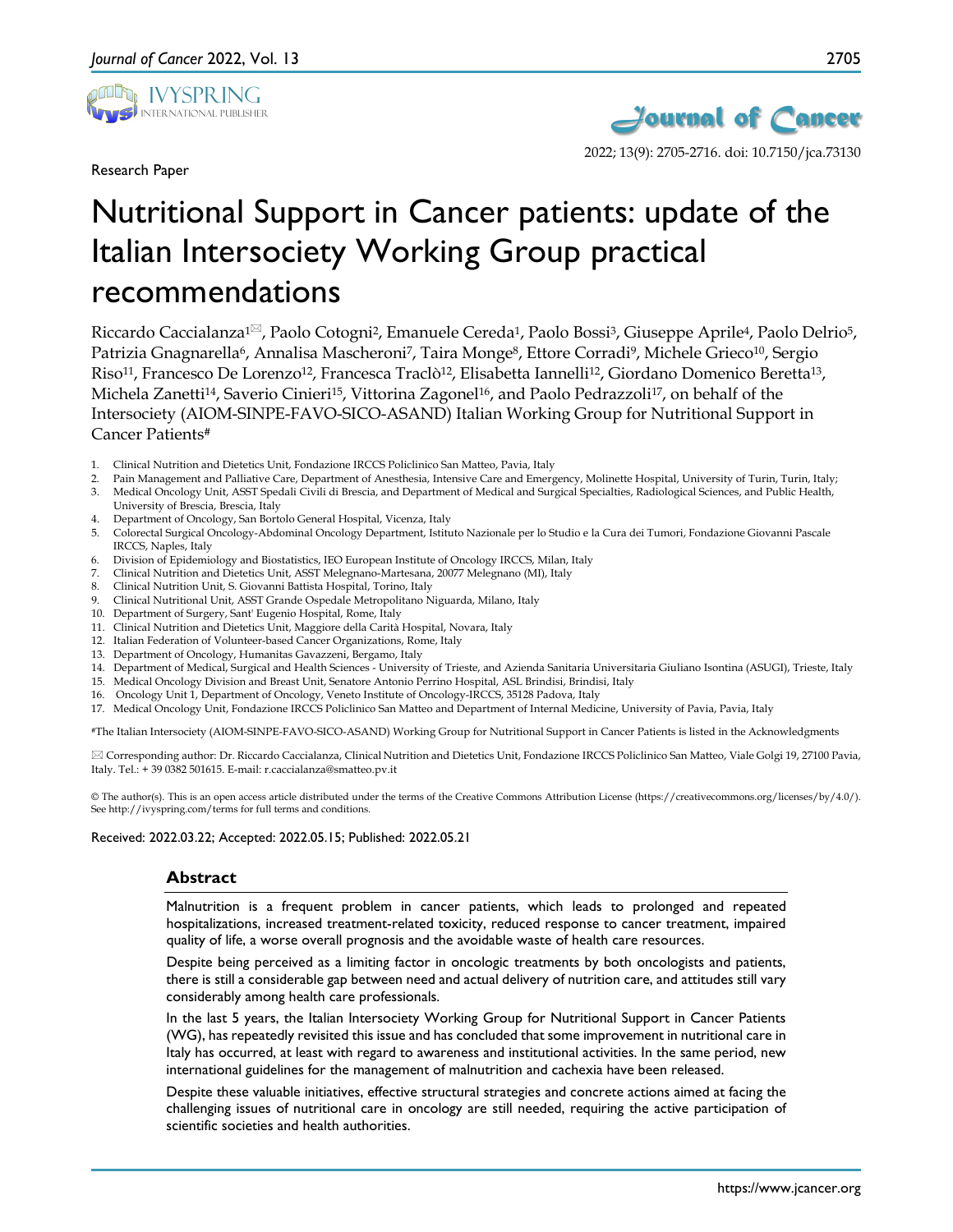Research Paper

# Nutritional Support in Cancer patients: update of the Italian Intersociety Working Group practical recommendations

Riccardo Caccialanza[1]✉, Paolo Cotogni[2], Emanuele Cereda[1], Paolo Bossi[3], Giuseppe Aprile[4], Paolo Delrio[5], Patrizia Gnagnarella[6], Annalisa Mascheroni[7], Taira Monge[8], Ettore Corradi[9], Michele Grieco[10], Sergio Riso[11], Francesco De Lorenzo[12], Francesca Traclò[12], Elisabetta Iannelli[12], Giordano Domenico Beretta[13], Michela Zanetti[14], Saverio Cinieri[15], Vittorina Zagonel[16], and Paolo Pedrazzoli[17], on behalf of the Intersociety (AIOM-SINPE-FAVO-SICO-ASAND) Italian Working Group for Nutritional Support in Cancer Patients#

1. Clinical Nutrition and Dietetics Unit, Fondazione IRCCS Policlinico San Matteo, Pavia, Italy
2. Pain Management and Palliative Care, Department of Anesthesia, Intensive Care and Emergency, Molinette Hospital, University of Turin, Turin, Italy;
3. Medical Oncology Unit, ASST Spedali Civili di Brescia, and Department of Medical and Surgical Specialties, Radiological Sciences, and Public Health, University of Brescia, Brescia, Italy
4. Department of Oncology, San Bortolo General Hospital, Vicenza, Italy
5. Colorectal Surgical Oncology-Abdominal Oncology Department, Istituto Nazionale per lo Studio e la Cura dei Tumori, Fondazione Giovanni Pascale IRCCS, Naples, Italy
6. Division of Epidemiology and Biostatistics, IEO European Institute of Oncology IRCCS, Milan, Italy
7. Clinical Nutrition and Dietetics Unit, ASST Melegnano-Martesana, 20077 Melegnano (MI), Italy
8. Clinical Nutrition Unit, S. Giovanni Battista Hospital, Torino, Italy
9. Clinical Nutritional Unit, ASST Grande Ospedale Metropolitano Niguarda, Milano, Italy
10. Department of Surgery, Sant' Eugenio Hospital, Rome, Italy
11. Clinical Nutrition and Dietetics Unit, Maggiore della Carità Hospital, Novara, Italy
12. Italian Federation of Volunteer-based Cancer Organizations, Rome, Italy
13. Department of Oncology, Humanitas Gavazzeni, Bergamo, Italy
14. Department of Medical, Surgical and Health Sciences - University of Trieste, and Azienda Sanitaria Universitaria Giuliano Isontina (ASUGI), Trieste, Italy
15. Medical Oncology Division and Breast Unit, Senatore Antonio Perrino Hospital, ASL Brindisi, Brindisi, Italy
16. Oncology Unit 1, Department of Oncology, Veneto Institute of Oncology-IRCCS, 35128 Padova, Italy
17. Medical Oncology Unit, Fondazione IRCCS Policlinico San Matteo and Department of Internal Medicine, University of Pavia, Pavia, Italy

#The Italian Intersociety (AIOM-SINPE-FAVO-SICO-ASAND) Working Group for Nutritional Support in Cancer Patients is listed in the Acknowledgments

✉ Corresponding author: Dr. Riccardo Caccialanza, Clinical Nutrition and Dietetics Unit, Fondazione IRCCS Policlinico San Matteo, Viale Golgi 19, 27100 Pavia, Italy. Tel.: + 39 0382 501615. E-mail: r.caccialanza@smatteo.pv.it

© The author(s). This is an open access article distributed under the terms of the Creative Commons Attribution License (https://creativecommons.org/licenses/by/4.0/). See http://ivyspring.com/terms for full terms and conditions.

Received: 2022.03.22; Accepted: 2022.05.15; Published: 2022.05.21

## Abstract

Malnutrition is a frequent problem in cancer patients, which leads to prolonged and repeated hospitalizations, increased treatment-related toxicity, reduced response to cancer treatment, impaired quality of life, a worse overall prognosis and the avoidable waste of health care resources.

Despite being perceived as a limiting factor in oncologic treatments by both oncologists and patients, there is still a considerable gap between need and actual delivery of nutrition care, and attitudes still vary considerably among health care professionals.

In the last 5 years, the Italian Intersociety Working Group for Nutritional Support in Cancer Patients (WG), has repeatedly revisited this issue and has concluded that some improvement in nutritional care in Italy has occurred, at least with regard to awareness and institutional activities. In the same period, new international guidelines for the management of malnutrition and cachexia have been released.

Despite these valuable initiatives, effective structural strategies and concrete actions aimed at facing the challenging issues of nutritional care in oncology are still needed, requiring the active participation of scientific societies and health authorities.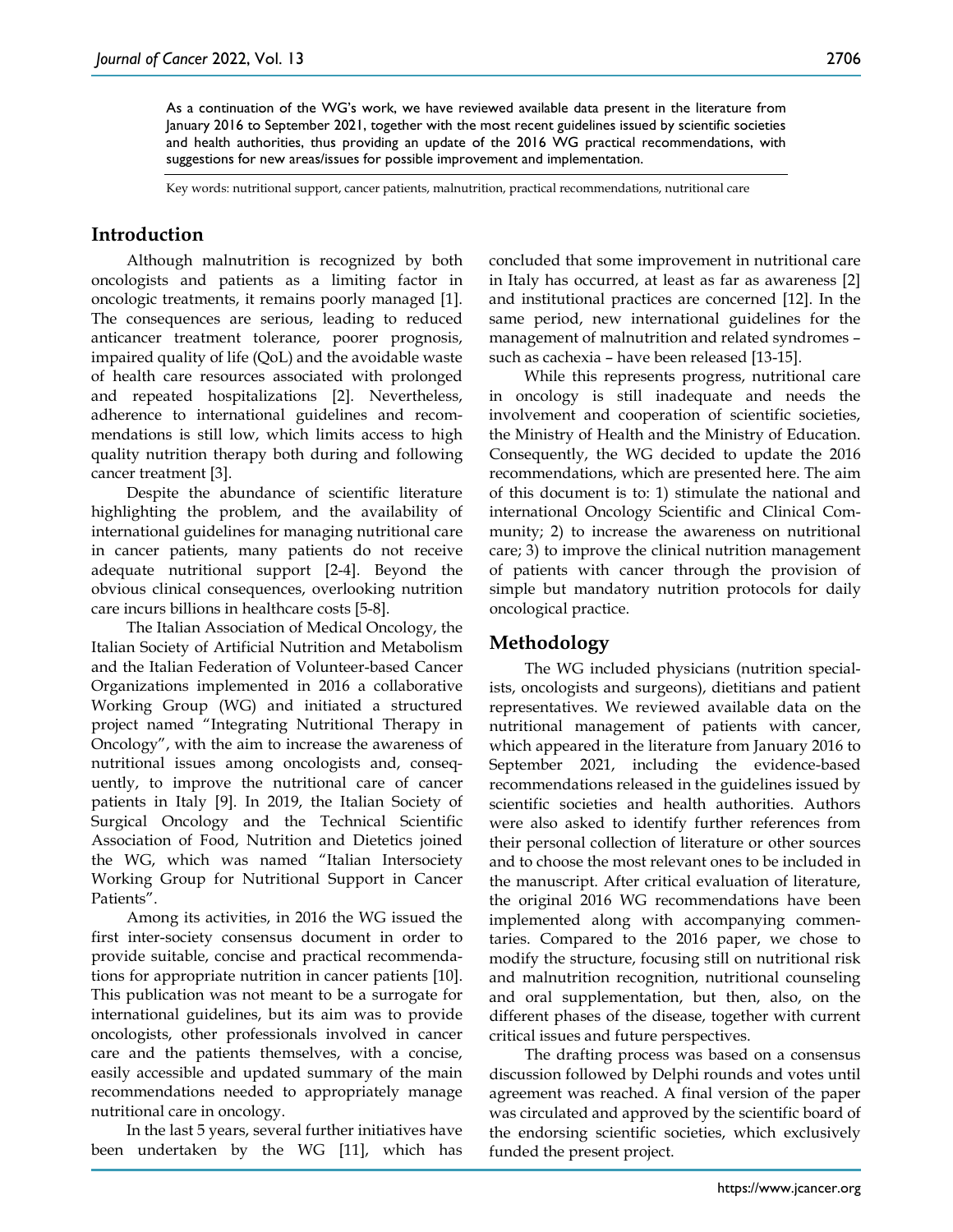As a continuation of the WG's work, we have reviewed available data present in the literature from January 2016 to September 2021, together with the most recent guidelines issued by scientific societies and health authorities, thus providing an update of the 2016 WG practical recommendations, with suggestions for new areas/issues for possible improvement and implementation.

Key words: nutritional support, cancer patients, malnutrition, practical recommendations, nutritional care

## Introduction

Although malnutrition is recognized by both oncologists and patients as a limiting factor in oncologic treatments, it remains poorly managed [1]. The consequences are serious, leading to reduced anticancer treatment tolerance, poorer prognosis, impaired quality of life (QoL) and the avoidable waste of health care resources associated with prolonged and repeated hospitalizations [2]. Nevertheless, adherence to international guidelines and recommendations is still low, which limits access to high quality nutrition therapy both during and following cancer treatment [3].

Despite the abundance of scientific literature highlighting the problem, and the availability of international guidelines for managing nutritional care in cancer patients, many patients do not receive adequate nutritional support [2-4]. Beyond the obvious clinical consequences, overlooking nutrition care incurs billions in healthcare costs [5-8].

The Italian Association of Medical Oncology, the Italian Society of Artificial Nutrition and Metabolism and the Italian Federation of Volunteer-based Cancer Organizations implemented in 2016 a collaborative Working Group (WG) and initiated a structured project named "Integrating Nutritional Therapy in Oncology", with the aim to increase the awareness of nutritional issues among oncologists and, consequently, to improve the nutritional care of cancer patients in Italy [9]. In 2019, the Italian Society of Surgical Oncology and the Technical Scientific Association of Food, Nutrition and Dietetics joined the WG, which was named "Italian Intersociety Working Group for Nutritional Support in Cancer Patients".

Among its activities, in 2016 the WG issued the first inter-society consensus document in order to provide suitable, concise and practical recommendations for appropriate nutrition in cancer patients [10]. This publication was not meant to be a surrogate for international guidelines, but its aim was to provide oncologists, other professionals involved in cancer care and the patients themselves, with a concise, easily accessible and updated summary of the main recommendations needed to appropriately manage nutritional care in oncology.

In the last 5 years, several further initiatives have been undertaken by the WG [11], which has concluded that some improvement in nutritional care in Italy has occurred, at least as far as awareness [2] and institutional practices are concerned [12]. In the same period, new international guidelines for the management of malnutrition and related syndromes – such as cachexia – have been released [13-15].

While this represents progress, nutritional care in oncology is still inadequate and needs the involvement and cooperation of scientific societies, the Ministry of Health and the Ministry of Education. Consequently, the WG decided to update the 2016 recommendations, which are presented here. The aim of this document is to: 1) stimulate the national and international Oncology Scientific and Clinical Community; 2) to increase the awareness on nutritional care; 3) to improve the clinical nutrition management of patients with cancer through the provision of simple but mandatory nutrition protocols for daily oncological practice.

## Methodology

The WG included physicians (nutrition specialists, oncologists and surgeons), dietitians and patient representatives. We reviewed available data on the nutritional management of patients with cancer, which appeared in the literature from January 2016 to September 2021, including the evidence-based recommendations released in the guidelines issued by scientific societies and health authorities. Authors were also asked to identify further references from their personal collection of literature or other sources and to choose the most relevant ones to be included in the manuscript. After critical evaluation of literature, the original 2016 WG recommendations have been implemented along with accompanying commentaries. Compared to the 2016 paper, we chose to modify the structure, focusing still on nutritional risk and malnutrition recognition, nutritional counseling and oral supplementation, but then, also, on the different phases of the disease, together with current critical issues and future perspectives.

The drafting process was based on a consensus discussion followed by Delphi rounds and votes until agreement was reached. A final version of the paper was circulated and approved by the scientific board of the endorsing scientific societies, which exclusively funded the present project.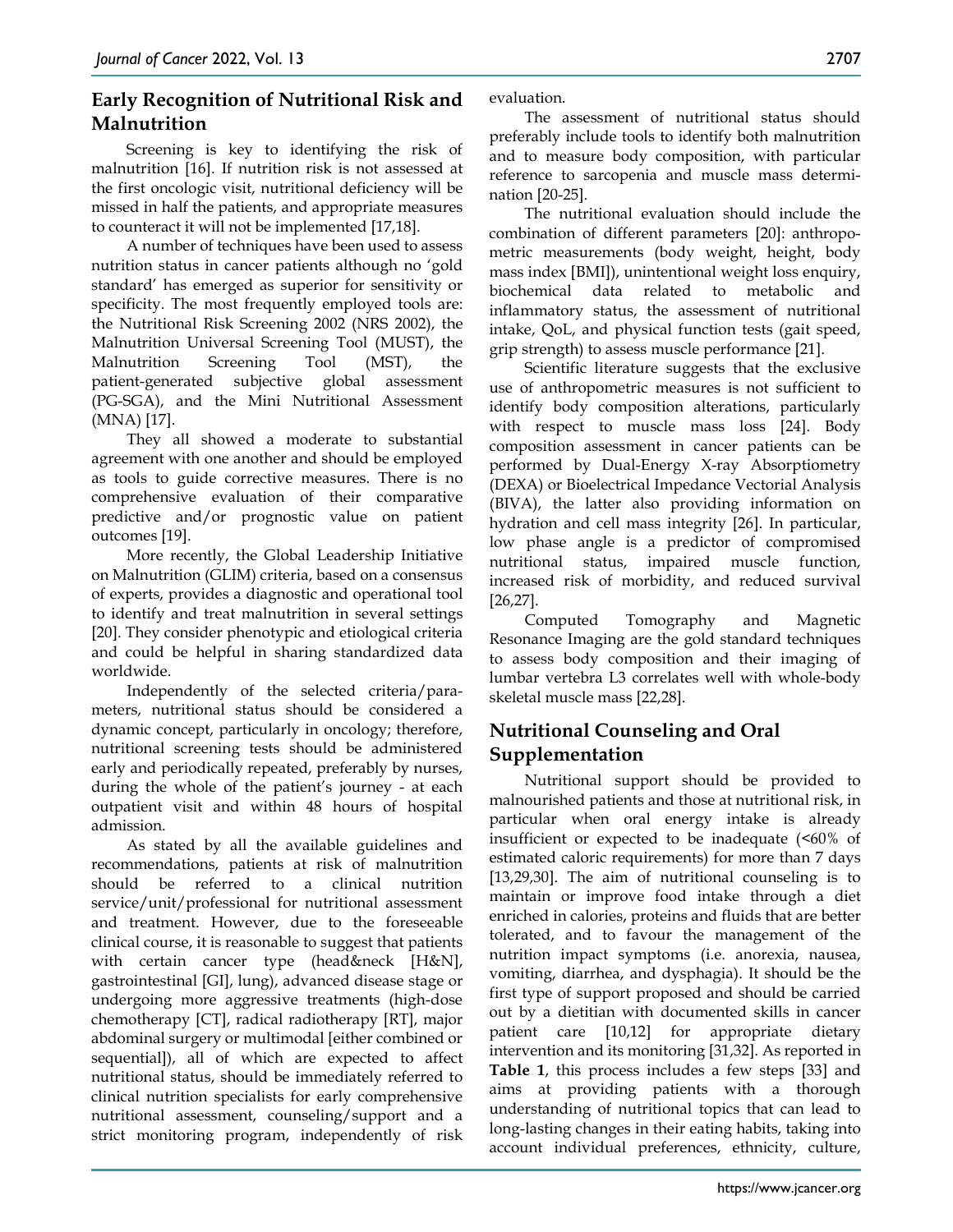## Early Recognition of Nutritional Risk and Malnutrition

Screening is key to identifying the risk of malnutrition [16]. If nutrition risk is not assessed at the first oncologic visit, nutritional deficiency will be missed in half the patients, and appropriate measures to counteract it will not be implemented [17,18].

A number of techniques have been used to assess nutrition status in cancer patients although no 'gold standard' has emerged as superior for sensitivity or specificity. The most frequently employed tools are: the Nutritional Risk Screening 2002 (NRS 2002), the Malnutrition Universal Screening Tool (MUST), the Malnutrition Screening Tool (MST), the patient-generated subjective global assessment (PG-SGA), and the Mini Nutritional Assessment (MNA) [17].

They all showed a moderate to substantial agreement with one another and should be employed as tools to guide corrective measures. There is no comprehensive evaluation of their comparative predictive and/or prognostic value on patient outcomes [19].

More recently, the Global Leadership Initiative on Malnutrition (GLIM) criteria, based on a consensus of experts, provides a diagnostic and operational tool to identify and treat malnutrition in several settings [20]. They consider phenotypic and etiological criteria and could be helpful in sharing standardized data worldwide.

Independently of the selected criteria/parameters, nutritional status should be considered a dynamic concept, particularly in oncology; therefore, nutritional screening tests should be administered early and periodically repeated, preferably by nurses, during the whole of the patient's journey - at each outpatient visit and within 48 hours of hospital admission.

As stated by all the available guidelines and recommendations, patients at risk of malnutrition should be referred to a clinical nutrition service/unit/professional for nutritional assessment and treatment. However, due to the foreseeable clinical course, it is reasonable to suggest that patients with certain cancer type (head&neck [H&N], gastrointestinal [GI], lung), advanced disease stage or undergoing more aggressive treatments (high-dose chemotherapy [CT], radical radiotherapy [RT], major abdominal surgery or multimodal [either combined or sequential]), all of which are expected to affect nutritional status, should be immediately referred to clinical nutrition specialists for early comprehensive nutritional assessment, counseling/support and a strict monitoring program, independently of risk evaluation.

The assessment of nutritional status should preferably include tools to identify both malnutrition and to measure body composition, with particular reference to sarcopenia and muscle mass determination [20-25].

The nutritional evaluation should include the combination of different parameters [20]: anthropometric measurements (body weight, height, body mass index [BMI]), unintentional weight loss enquiry, biochemical data related to metabolic and inflammatory status, the assessment of nutritional intake, QoL, and physical function tests (gait speed, grip strength) to assess muscle performance [21].

Scientific literature suggests that the exclusive use of anthropometric measures is not sufficient to identify body composition alterations, particularly with respect to muscle mass loss [24]. Body composition assessment in cancer patients can be performed by Dual-Energy X-ray Absorptiometry (DEXA) or Bioelectrical Impedance Vectorial Analysis (BIVA), the latter also providing information on hydration and cell mass integrity [26]. In particular, low phase angle is a predictor of compromised nutritional status, impaired muscle function, increased risk of morbidity, and reduced survival [26,27].

Computed Tomography and Magnetic Resonance Imaging are the gold standard techniques to assess body composition and their imaging of lumbar vertebra L3 correlates well with whole-body skeletal muscle mass [22,28].

## Nutritional Counseling and Oral Supplementation

Nutritional support should be provided to malnourished patients and those at nutritional risk, in particular when oral energy intake is already insufficient or expected to be inadequate (<60% of estimated caloric requirements) for more than 7 days [13,29,30]. The aim of nutritional counseling is to maintain or improve food intake through a diet enriched in calories, proteins and fluids that are better tolerated, and to favour the management of the nutrition impact symptoms (i.e. anorexia, nausea, vomiting, diarrhea, and dysphagia). It should be the first type of support proposed and should be carried out by a dietitian with documented skills in cancer patient care [10,12] for appropriate dietary intervention and its monitoring [31,32]. As reported in **Table 1**, this process includes a few steps [33] and aims at providing patients with a thorough understanding of nutritional topics that can lead to long-lasting changes in their eating habits, taking into account individual preferences, ethnicity, culture,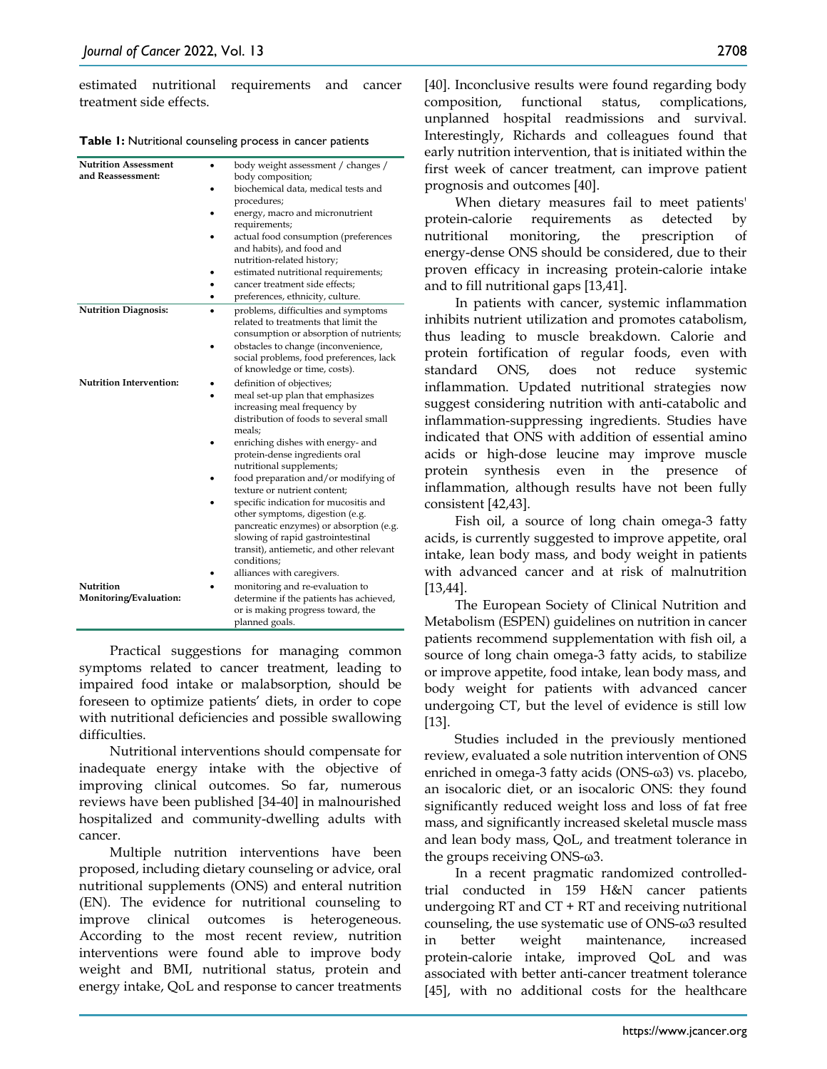estimated nutritional requirements and cancer treatment side effects.

**Table 1:** Nutritional counseling process in cancer patients

| | |
|---|---|
| **Nutrition Assessment and Reassessment:** | • body weight assessment / changes / body composition;<br>• biochemical data, medical tests and procedures;<br>• energy, macro and micronutrient requirements;<br>• actual food consumption (preferences and habits), and food and nutrition-related history;<br>• estimated nutritional requirements;<br>• cancer treatment side effects;<br>• preferences, ethnicity, culture. |
| **Nutrition Diagnosis:** | • problems, difficulties and symptoms related to treatments that limit the consumption or absorption of nutrients;<br>• obstacles to change (inconvenience, social problems, food preferences, lack of knowledge or time, costs). |
| **Nutrition Intervention:** | • definition of objectives;<br>• meal set-up plan that emphasizes increasing meal frequency by distribution of foods to several small meals;<br>• enriching dishes with energy- and protein-dense ingredients oral nutritional supplements;<br>• food preparation and/or modifying of texture or nutrient content;<br>• specific indication for mucositis and other symptoms, digestion (e.g. pancreatic enzymes) or absorption (e.g. slowing of rapid gastrointestinal transit), antiemetic, and other relevant conditions;<br>• alliances with caregivers. |
| **Nutrition Monitoring/Evaluation:** | • monitoring and re-evaluation to determine if the patients has achieved, or is making progress toward, the planned goals. |

Practical suggestions for managing common symptoms related to cancer treatment, leading to impaired food intake or malabsorption, should be foreseen to optimize patients' diets, in order to cope with nutritional deficiencies and possible swallowing difficulties.

Nutritional interventions should compensate for inadequate energy intake with the objective of improving clinical outcomes. So far, numerous reviews have been published [34-40] in malnourished hospitalized and community-dwelling adults with cancer.

Multiple nutrition interventions have been proposed, including dietary counseling or advice, oral nutritional supplements (ONS) and enteral nutrition (EN). The evidence for nutritional counseling to improve clinical outcomes is heterogeneous. According to the most recent review, nutrition interventions were found able to improve body weight and BMI, nutritional status, protein and energy intake, QoL and response to cancer treatments [40]. Inconclusive results were found regarding body composition, functional status, complications, unplanned hospital readmissions and survival. Interestingly, Richards and colleagues found that early nutrition intervention, that is initiated within the first week of cancer treatment, can improve patient prognosis and outcomes [40].

When dietary measures fail to meet patients' protein-calorie requirements as detected by nutritional monitoring, the prescription of energy-dense ONS should be considered, due to their proven efficacy in increasing protein-calorie intake and to fill nutritional gaps [13,41].

In patients with cancer, systemic inflammation inhibits nutrient utilization and promotes catabolism, thus leading to muscle breakdown. Calorie and protein fortification of regular foods, even with standard ONS, does not reduce systemic inflammation. Updated nutritional strategies now suggest considering nutrition with anti-catabolic and inflammation-suppressing ingredients. Studies have indicated that ONS with addition of essential amino acids or high-dose leucine may improve muscle protein synthesis even in the presence of inflammation, although results have not been fully consistent [42,43].

Fish oil, a source of long chain omega-3 fatty acids, is currently suggested to improve appetite, oral intake, lean body mass, and body weight in patients with advanced cancer and at risk of malnutrition [13,44].

The European Society of Clinical Nutrition and Metabolism (ESPEN) guidelines on nutrition in cancer patients recommend supplementation with fish oil, a source of long chain omega-3 fatty acids, to stabilize or improve appetite, food intake, lean body mass, and body weight for patients with advanced cancer undergoing CT, but the level of evidence is still low [13].

Studies included in the previously mentioned review, evaluated a sole nutrition intervention of ONS enriched in omega-3 fatty acids (ONS-ω3) vs. placebo, an isocaloric diet, or an isocaloric ONS: they found significantly reduced weight loss and loss of fat free mass, and significantly increased skeletal muscle mass and lean body mass, QoL, and treatment tolerance in the groups receiving ONS-ω3.

In a recent pragmatic randomized controlled-trial conducted in 159 H&N cancer patients undergoing RT and CT + RT and receiving nutritional counseling, the use systematic use of ONS-ω3 resulted in better weight maintenance, increased protein-calorie intake, improved QoL and was associated with better anti-cancer treatment tolerance [45], with no additional costs for the healthcare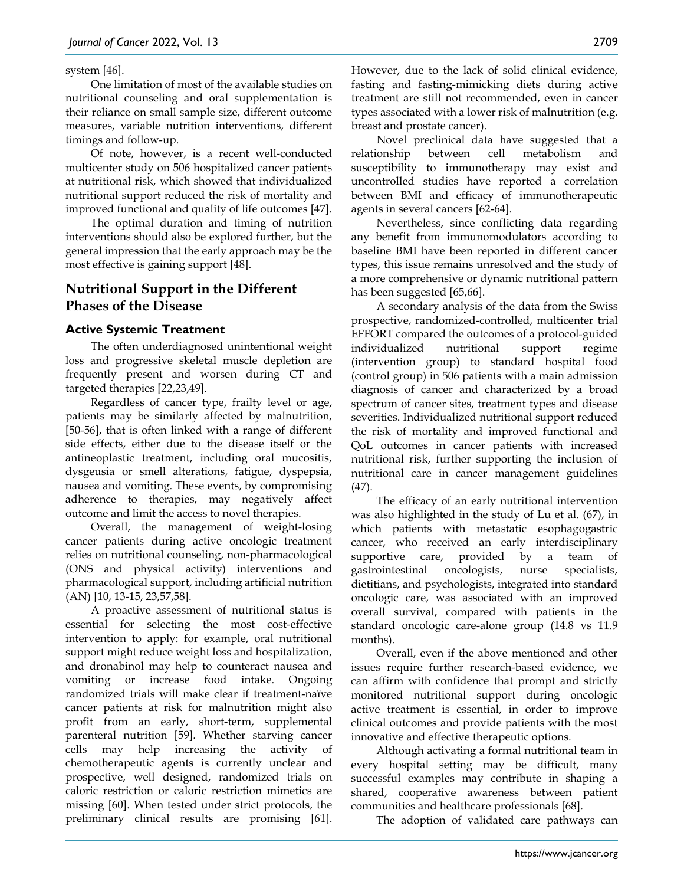system [46].

One limitation of most of the available studies on nutritional counseling and oral supplementation is their reliance on small sample size, different outcome measures, variable nutrition interventions, different timings and follow-up.

Of note, however, is a recent well-conducted multicenter study on 506 hospitalized cancer patients at nutritional risk, which showed that individualized nutritional support reduced the risk of mortality and improved functional and quality of life outcomes [47].

The optimal duration and timing of nutrition interventions should also be explored further, but the general impression that the early approach may be the most effective is gaining support [48].

## Nutritional Support in the Different Phases of the Disease

### Active Systemic Treatment

The often underdiagnosed unintentional weight loss and progressive skeletal muscle depletion are frequently present and worsen during CT and targeted therapies [22,23,49].

Regardless of cancer type, frailty level or age, patients may be similarly affected by malnutrition, [50-56], that is often linked with a range of different side effects, either due to the disease itself or the antineoplastic treatment, including oral mucositis, dysgeusia or smell alterations, fatigue, dyspepsia, nausea and vomiting. These events, by compromising adherence to therapies, may negatively affect outcome and limit the access to novel therapies.

Overall, the management of weight-losing cancer patients during active oncologic treatment relies on nutritional counseling, non-pharmacological (ONS and physical activity) interventions and pharmacological support, including artificial nutrition (AN) [10, 13-15, 23,57,58].

A proactive assessment of nutritional status is essential for selecting the most cost-effective intervention to apply: for example, oral nutritional support might reduce weight loss and hospitalization, and dronabinol may help to counteract nausea and vomiting or increase food intake. Ongoing randomized trials will make clear if treatment-naïve cancer patients at risk for malnutrition might also profit from an early, short-term, supplemental parenteral nutrition [59]. Whether starving cancer cells may help increasing the activity of chemotherapeutic agents is currently unclear and prospective, well designed, randomized trials on caloric restriction or caloric restriction mimetics are missing [60]. When tested under strict protocols, the preliminary clinical results are promising [61]. However, due to the lack of solid clinical evidence, fasting and fasting-mimicking diets during active treatment are still not recommended, even in cancer types associated with a lower risk of malnutrition (e.g. breast and prostate cancer).

Novel preclinical data have suggested that a relationship between cell metabolism and susceptibility to immunotherapy may exist and uncontrolled studies have reported a correlation between BMI and efficacy of immunotherapeutic agents in several cancers [62-64].

Nevertheless, since conflicting data regarding any benefit from immunomodulators according to baseline BMI have been reported in different cancer types, this issue remains unresolved and the study of a more comprehensive or dynamic nutritional pattern has been suggested [65,66].

A secondary analysis of the data from the Swiss prospective, randomized-controlled, multicenter trial EFFORT compared the outcomes of a protocol-guided individualized nutritional support regime (intervention group) to standard hospital food (control group) in 506 patients with a main admission diagnosis of cancer and characterized by a broad spectrum of cancer sites, treatment types and disease severities. Individualized nutritional support reduced the risk of mortality and improved functional and QoL outcomes in cancer patients with increased nutritional risk, further supporting the inclusion of nutritional care in cancer management guidelines (47).

The efficacy of an early nutritional intervention was also highlighted in the study of Lu et al. (67), in which patients with metastatic esophagogastric cancer, who received an early interdisciplinary supportive care, provided by a team of gastrointestinal oncologists, nurse specialists, dietitians, and psychologists, integrated into standard oncologic care, was associated with an improved overall survival, compared with patients in the standard oncologic care-alone group (14.8 vs 11.9 months).

Overall, even if the above mentioned and other issues require further research-based evidence, we can affirm with confidence that prompt and strictly monitored nutritional support during oncologic active treatment is essential, in order to improve clinical outcomes and provide patients with the most innovative and effective therapeutic options.

Although activating a formal nutritional team in every hospital setting may be difficult, many successful examples may contribute in shaping a shared, cooperative awareness between patient communities and healthcare professionals [68].

The adoption of validated care pathways can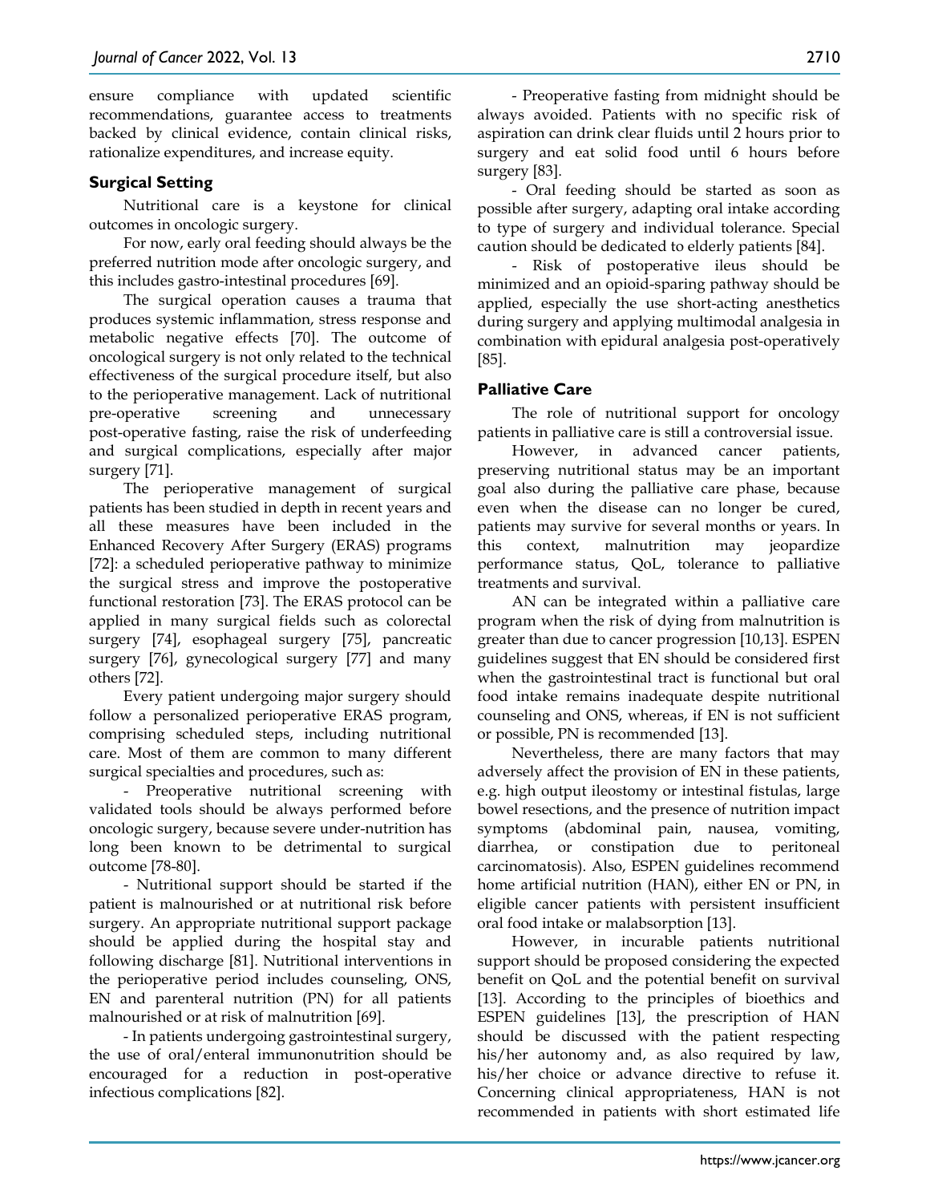ensure compliance with updated scientific recommendations, guarantee access to treatments backed by clinical evidence, contain clinical risks, rationalize expenditures, and increase equity.

## Surgical Setting

Nutritional care is a keystone for clinical outcomes in oncologic surgery.

For now, early oral feeding should always be the preferred nutrition mode after oncologic surgery, and this includes gastro-intestinal procedures [69].

The surgical operation causes a trauma that produces systemic inflammation, stress response and metabolic negative effects [70]. The outcome of oncological surgery is not only related to the technical effectiveness of the surgical procedure itself, but also to the perioperative management. Lack of nutritional pre-operative screening and unnecessary post-operative fasting, raise the risk of underfeeding and surgical complications, especially after major surgery [71].

The perioperative management of surgical patients has been studied in depth in recent years and all these measures have been included in the Enhanced Recovery After Surgery (ERAS) programs [72]: a scheduled perioperative pathway to minimize the surgical stress and improve the postoperative functional restoration [73]. The ERAS protocol can be applied in many surgical fields such as colorectal surgery [74], esophageal surgery [75], pancreatic surgery [76], gynecological surgery [77] and many others [72].

Every patient undergoing major surgery should follow a personalized perioperative ERAS program, comprising scheduled steps, including nutritional care. Most of them are common to many different surgical specialties and procedures, such as:

- Preoperative nutritional screening with validated tools should be always performed before oncologic surgery, because severe under-nutrition has long been known to be detrimental to surgical outcome [78-80].

- Nutritional support should be started if the patient is malnourished or at nutritional risk before surgery. An appropriate nutritional support package should be applied during the hospital stay and following discharge [81]. Nutritional interventions in the perioperative period includes counseling, ONS, EN and parenteral nutrition (PN) for all patients malnourished or at risk of malnutrition [69].

- In patients undergoing gastrointestinal surgery, the use of oral/enteral immunonutrition should be encouraged for a reduction in post-operative infectious complications [82].

- Preoperative fasting from midnight should be always avoided. Patients with no specific risk of aspiration can drink clear fluids until 2 hours prior to surgery and eat solid food until 6 hours before surgery [83].

- Oral feeding should be started as soon as possible after surgery, adapting oral intake according to type of surgery and individual tolerance. Special caution should be dedicated to elderly patients [84].

- Risk of postoperative ileus should be minimized and an opioid-sparing pathway should be applied, especially the use short-acting anesthetics during surgery and applying multimodal analgesia in combination with epidural analgesia post-operatively [85].

## Palliative Care

The role of nutritional support for oncology patients in palliative care is still a controversial issue.

However, in advanced cancer patients, preserving nutritional status may be an important goal also during the palliative care phase, because even when the disease can no longer be cured, patients may survive for several months or years. In this context, malnutrition may jeopardize performance status, QoL, tolerance to palliative treatments and survival.

AN can be integrated within a palliative care program when the risk of dying from malnutrition is greater than due to cancer progression [10,13]. ESPEN guidelines suggest that EN should be considered first when the gastrointestinal tract is functional but oral food intake remains inadequate despite nutritional counseling and ONS, whereas, if EN is not sufficient or possible, PN is recommended [13].

Nevertheless, there are many factors that may adversely affect the provision of EN in these patients, e.g. high output ileostomy or intestinal fistulas, large bowel resections, and the presence of nutrition impact symptoms (abdominal pain, nausea, vomiting, diarrhea, or constipation due to peritoneal carcinomatosis). Also, ESPEN guidelines recommend home artificial nutrition (HAN), either EN or PN, in eligible cancer patients with persistent insufficient oral food intake or malabsorption [13].

However, in incurable patients nutritional support should be proposed considering the expected benefit on QoL and the potential benefit on survival [13]. According to the principles of bioethics and ESPEN guidelines [13], the prescription of HAN should be discussed with the patient respecting his/her autonomy and, as also required by law, his/her choice or advance directive to refuse it. Concerning clinical appropriateness, HAN is not recommended in patients with short estimated life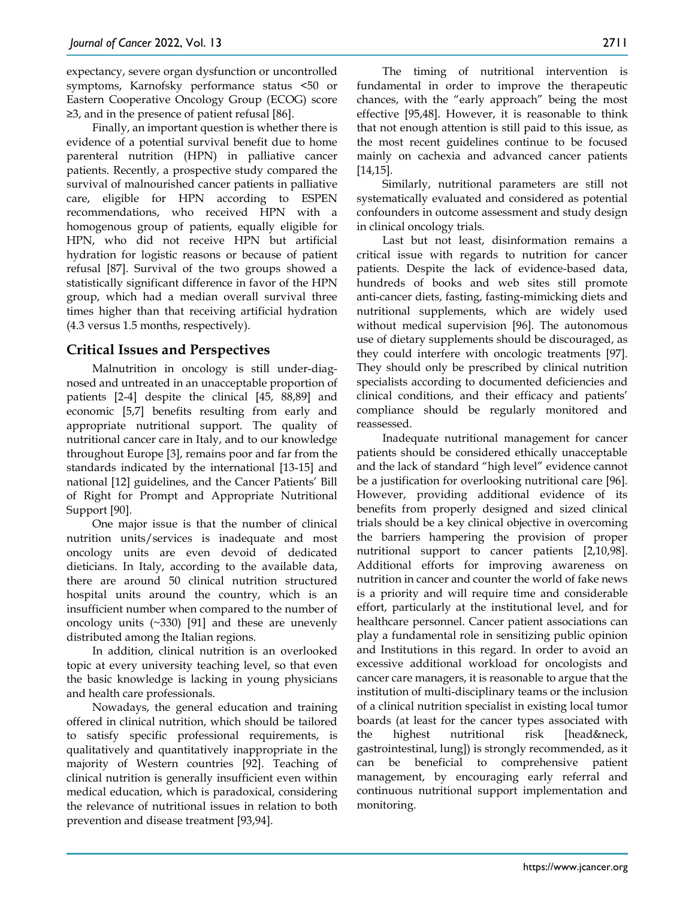expectancy, severe organ dysfunction or uncontrolled symptoms, Karnofsky performance status <50 or Eastern Cooperative Oncology Group (ECOG) score ≥3, and in the presence of patient refusal [86].

Finally, an important question is whether there is evidence of a potential survival benefit due to home parenteral nutrition (HPN) in palliative cancer patients. Recently, a prospective study compared the survival of malnourished cancer patients in palliative care, eligible for HPN according to ESPEN recommendations, who received HPN with a homogenous group of patients, equally eligible for HPN, who did not receive HPN but artificial hydration for logistic reasons or because of patient refusal [87]. Survival of the two groups showed a statistically significant difference in favor of the HPN group, which had a median overall survival three times higher than that receiving artificial hydration (4.3 versus 1.5 months, respectively).

## Critical Issues and Perspectives

Malnutrition in oncology is still under-diagnosed and untreated in an unacceptable proportion of patients [2-4] despite the clinical [45, 88,89] and economic [5,7] benefits resulting from early and appropriate nutritional support. The quality of nutritional cancer care in Italy, and to our knowledge throughout Europe [3], remains poor and far from the standards indicated by the international [13-15] and national [12] guidelines, and the Cancer Patients' Bill of Right for Prompt and Appropriate Nutritional Support [90].

One major issue is that the number of clinical nutrition units/services is inadequate and most oncology units are even devoid of dedicated dieticians. In Italy, according to the available data, there are around 50 clinical nutrition structured hospital units around the country, which is an insufficient number when compared to the number of oncology units (~330) [91] and these are unevenly distributed among the Italian regions.

In addition, clinical nutrition is an overlooked topic at every university teaching level, so that even the basic knowledge is lacking in young physicians and health care professionals.

Nowadays, the general education and training offered in clinical nutrition, which should be tailored to satisfy specific professional requirements, is qualitatively and quantitatively inappropriate in the majority of Western countries [92]. Teaching of clinical nutrition is generally insufficient even within medical education, which is paradoxical, considering the relevance of nutritional issues in relation to both prevention and disease treatment [93,94].

The timing of nutritional intervention is fundamental in order to improve the therapeutic chances, with the "early approach" being the most effective [95,48]. However, it is reasonable to think that not enough attention is still paid to this issue, as the most recent guidelines continue to be focused mainly on cachexia and advanced cancer patients [14,15].

Similarly, nutritional parameters are still not systematically evaluated and considered as potential confounders in outcome assessment and study design in clinical oncology trials.

Last but not least, disinformation remains a critical issue with regards to nutrition for cancer patients. Despite the lack of evidence-based data, hundreds of books and web sites still promote anti-cancer diets, fasting, fasting-mimicking diets and nutritional supplements, which are widely used without medical supervision [96]. The autonomous use of dietary supplements should be discouraged, as they could interfere with oncologic treatments [97]. They should only be prescribed by clinical nutrition specialists according to documented deficiencies and clinical conditions, and their efficacy and patients' compliance should be regularly monitored and reassessed.

Inadequate nutritional management for cancer patients should be considered ethically unacceptable and the lack of standard "high level" evidence cannot be a justification for overlooking nutritional care [96]. However, providing additional evidence of its benefits from properly designed and sized clinical trials should be a key clinical objective in overcoming the barriers hampering the provision of proper nutritional support to cancer patients [2,10,98]. Additional efforts for improving awareness on nutrition in cancer and counter the world of fake news is a priority and will require time and considerable effort, particularly at the institutional level, and for healthcare personnel. Cancer patient associations can play a fundamental role in sensitizing public opinion and Institutions in this regard. In order to avoid an excessive additional workload for oncologists and cancer care managers, it is reasonable to argue that the institution of multi-disciplinary teams or the inclusion of a clinical nutrition specialist in existing local tumor boards (at least for the cancer types associated with the highest nutritional risk [head&neck, gastrointestinal, lung]) is strongly recommended, as it can be beneficial to comprehensive patient management, by encouraging early referral and continuous nutritional support implementation and monitoring.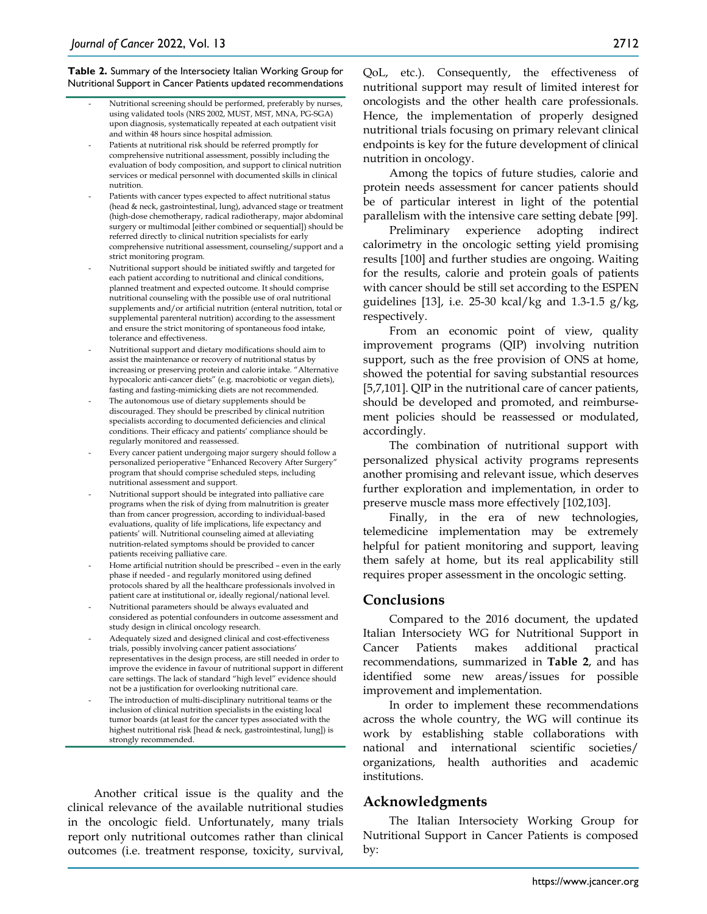**Table 2.** Summary of the Intersociety Italian Working Group for Nutritional Support in Cancer Patients updated recommendations

- Nutritional screening should be performed, preferably by nurses, using validated tools (NRS 2002, MUST, MST, MNA, PG-SGA) upon diagnosis, systematically repeated at each outpatient visit and within 48 hours since hospital admission.
- Patients at nutritional risk should be referred promptly for comprehensive nutritional assessment, possibly including the evaluation of body composition, and support to clinical nutrition services or medical personnel with documented skills in clinical nutrition.
- Patients with cancer types expected to affect nutritional status (head & neck, gastrointestinal, lung), advanced stage or treatment (high-dose chemotherapy, radical radiotherapy, major abdominal surgery or multimodal [either combined or sequential]) should be referred directly to clinical nutrition specialists for early comprehensive nutritional assessment, counseling/support and a strict monitoring program.
- Nutritional support should be initiated swiftly and targeted for each patient according to nutritional and clinical conditions, planned treatment and expected outcome. It should comprise nutritional counseling with the possible use of oral nutritional supplements and/or artificial nutrition (enteral nutrition, total or supplemental parenteral nutrition) according to the assessment and ensure the strict monitoring of spontaneous food intake, tolerance and effectiveness.
- Nutritional support and dietary modifications should aim to assist the maintenance or recovery of nutritional status by increasing or preserving protein and calorie intake. "Alternative hypocaloric anti-cancer diets" (e.g. macrobiotic or vegan diets), fasting and fasting-mimicking diets are not recommended.
- The autonomous use of dietary supplements should be discouraged. They should be prescribed by clinical nutrition specialists according to documented deficiencies and clinical conditions. Their efficacy and patients' compliance should be regularly monitored and reassessed.
- Every cancer patient undergoing major surgery should follow a personalized perioperative "Enhanced Recovery After Surgery" program that should comprise scheduled steps, including nutritional assessment and support.
- Nutritional support should be integrated into palliative care programs when the risk of dying from malnutrition is greater than from cancer progression, according to individual-based evaluations, quality of life implications, life expectancy and patients' will. Nutritional counseling aimed at alleviating nutrition-related symptoms should be provided to cancer patients receiving palliative care.
- Home artificial nutrition should be prescribed – even in the early phase if needed - and regularly monitored using defined protocols shared by all the healthcare professionals involved in patient care at institutional or, ideally regional/national level.
- Nutritional parameters should be always evaluated and considered as potential confounders in outcome assessment and study design in clinical oncology research.
- Adequately sized and designed clinical and cost-effectiveness trials, possibly involving cancer patient associations' representatives in the design process, are still needed in order to improve the evidence in favour of nutritional support in different care settings. The lack of standard "high level" evidence should not be a justification for overlooking nutritional care.
- The introduction of multi-disciplinary nutritional teams or the inclusion of clinical nutrition specialists in the existing local tumor boards (at least for the cancer types associated with the highest nutritional risk [head & neck, gastrointestinal, lung]) is strongly recommended.

Another critical issue is the quality and the clinical relevance of the available nutritional studies in the oncologic field. Unfortunately, many trials report only nutritional outcomes rather than clinical outcomes (i.e. treatment response, toxicity, survival, QoL, etc.). Consequently, the effectiveness of nutritional support may result of limited interest for oncologists and the other health care professionals. Hence, the implementation of properly designed nutritional trials focusing on primary relevant clinical endpoints is key for the future development of clinical nutrition in oncology.

Among the topics of future studies, calorie and protein needs assessment for cancer patients should be of particular interest in light of the potential parallelism with the intensive care setting debate [99].

Preliminary experience adopting indirect calorimetry in the oncologic setting yield promising results [100] and further studies are ongoing. Waiting for the results, calorie and protein goals of patients with cancer should be still set according to the ESPEN guidelines [13], i.e. 25-30 kcal/kg and 1.3-1.5 g/kg, respectively.

From an economic point of view, quality improvement programs (QIP) involving nutrition support, such as the free provision of ONS at home, showed the potential for saving substantial resources [5,7,101]. QIP in the nutritional care of cancer patients, should be developed and promoted, and reimbursement policies should be reassessed or modulated, accordingly.

The combination of nutritional support with personalized physical activity programs represents another promising and relevant issue, which deserves further exploration and implementation, in order to preserve muscle mass more effectively [102,103].

Finally, in the era of new technologies, telemedicine implementation may be extremely helpful for patient monitoring and support, leaving them safely at home, but its real applicability still requires proper assessment in the oncologic setting.

## Conclusions

Compared to the 2016 document, the updated Italian Intersociety WG for Nutritional Support in Cancer Patients makes additional practical recommendations, summarized in **Table 2**, and has identified some new areas/issues for possible improvement and implementation.

In order to implement these recommendations across the whole country, the WG will continue its work by establishing stable collaborations with national and international scientific societies/ organizations, health authorities and academic institutions.

## Acknowledgments

The Italian Intersociety Working Group for Nutritional Support in Cancer Patients is composed by: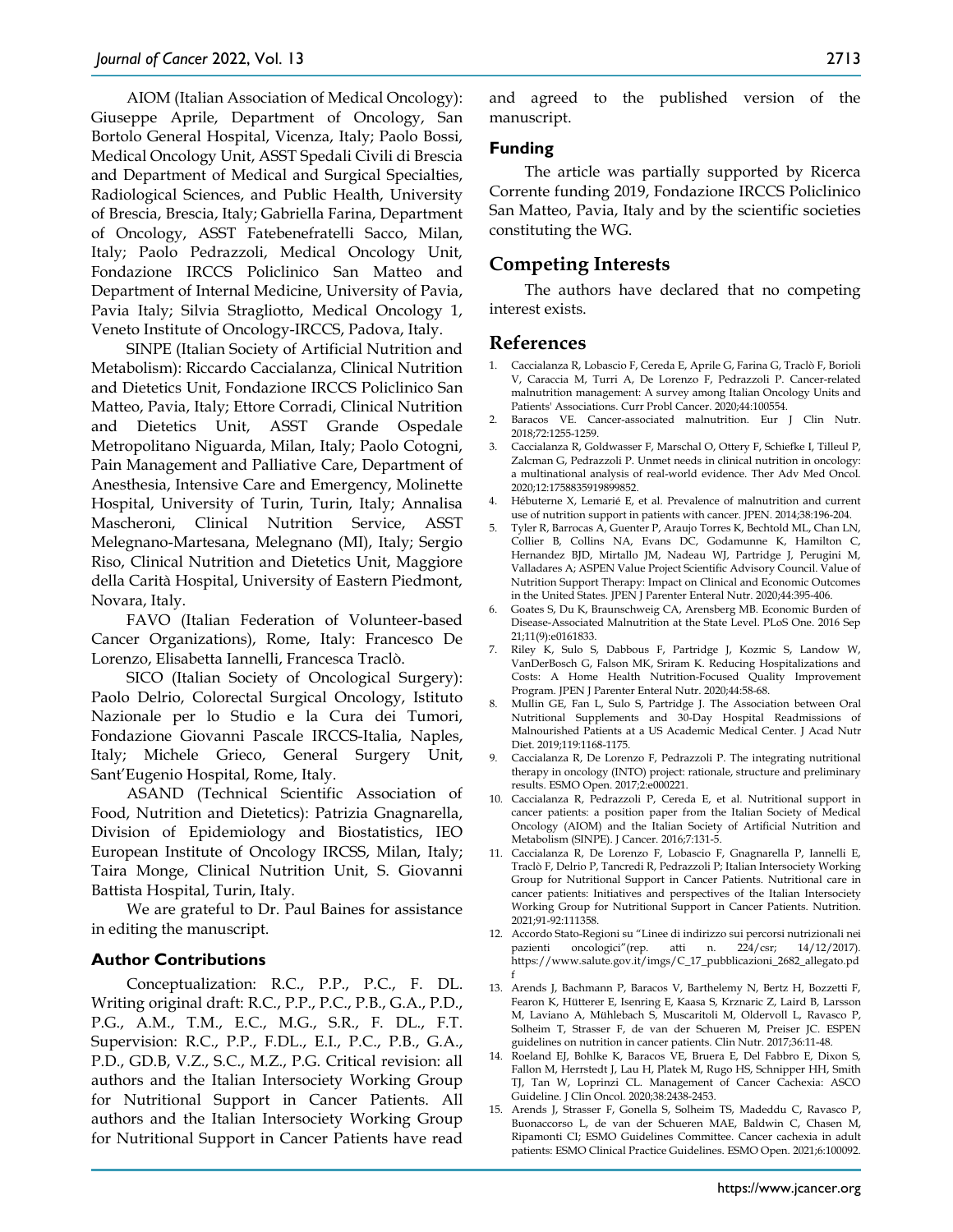AIOM (Italian Association of Medical Oncology): Giuseppe Aprile, Department of Oncology, San Bortolo General Hospital, Vicenza, Italy; Paolo Bossi, Medical Oncology Unit, ASST Spedali Civili di Brescia and Department of Medical and Surgical Specialties, Radiological Sciences, and Public Health, University of Brescia, Brescia, Italy; Gabriella Farina, Department of Oncology, ASST Fatebenefratelli Sacco, Milan, Italy; Paolo Pedrazzoli, Medical Oncology Unit, Fondazione IRCCS Policlinico San Matteo and Department of Internal Medicine, University of Pavia, Pavia Italy; Silvia Stragliotto, Medical Oncology 1, Veneto Institute of Oncology-IRCCS, Padova, Italy.

SINPE (Italian Society of Artificial Nutrition and Metabolism): Riccardo Caccialanza, Clinical Nutrition and Dietetics Unit, Fondazione IRCCS Policlinico San Matteo, Pavia, Italy; Ettore Corradi, Clinical Nutrition and Dietetics Unit, ASST Grande Ospedale Metropolitano Niguarda, Milan, Italy; Paolo Cotogni, Pain Management and Palliative Care, Department of Anesthesia, Intensive Care and Emergency, Molinette Hospital, University of Turin, Turin, Italy; Annalisa Mascheroni, Clinical Nutrition Service, ASST Melegnano-Martesana, Melegnano (MI), Italy; Sergio Riso, Clinical Nutrition and Dietetics Unit, Maggiore della Carità Hospital, University of Eastern Piedmont, Novara, Italy.

FAVO (Italian Federation of Volunteer-based Cancer Organizations), Rome, Italy: Francesco De Lorenzo, Elisabetta Iannelli, Francesca Traclò.

SICO (Italian Society of Oncological Surgery): Paolo Delrio, Colorectal Surgical Oncology, Istituto Nazionale per lo Studio e la Cura dei Tumori, Fondazione Giovanni Pascale IRCCS-Italia, Naples, Italy; Michele Grieco, General Surgery Unit, Sant'Eugenio Hospital, Rome, Italy.

ASAND (Technical Scientific Association of Food, Nutrition and Dietetics): Patrizia Gnagnarella, Division of Epidemiology and Biostatistics, IEO European Institute of Oncology IRCSS, Milan, Italy; Taira Monge, Clinical Nutrition Unit, S. Giovanni Battista Hospital, Turin, Italy.

We are grateful to Dr. Paul Baines for assistance in editing the manuscript.

### Author Contributions

Conceptualization: R.C., P.P., P.C., F. DL. Writing original draft: R.C., P.P., P.C., P.B., G.A., P.D., P.G., A.M., T.M., E.C., M.G., S.R., F. DL., F.T. Supervision: R.C., P.P., F.DL., E.I., P.C., P.B., G.A., P.D., GD.B, V.Z., S.C., M.Z., P.G. Critical revision: all authors and the Italian Intersociety Working Group for Nutritional Support in Cancer Patients. All authors and the Italian Intersociety Working Group for Nutritional Support in Cancer Patients have read and agreed to the published version of the manuscript.

### Funding

The article was partially supported by Ricerca Corrente funding 2019, Fondazione IRCCS Policlinico San Matteo, Pavia, Italy and by the scientific societies constituting the WG.

## Competing Interests

The authors have declared that no competing interest exists.

## References

1. Caccialanza R, Lobascio F, Cereda E, Aprile G, Farina G, Traclò F, Borioli V, Caraccia M, Turri A, De Lorenzo F, Pedrazzoli P. Cancer-related malnutrition management: A survey among Italian Oncology Units and Patients' Associations. Curr Probl Cancer. 2020;44:100554.
2. Baracos VE. Cancer-associated malnutrition. Eur J Clin Nutr. 2018;72:1255-1259.
3. Caccialanza R, Goldwasser F, Marschal O, Ottery F, Schiefke I, Tilleul P, Zalcman G, Pedrazzoli P. Unmet needs in clinical nutrition in oncology: a multinational analysis of real-world evidence. Ther Adv Med Oncol. 2020;12:1758835919899852.
4. Hébuterne X, Lemarié E, et al. Prevalence of malnutrition and current use of nutrition support in patients with cancer. JPEN. 2014;38:196-204.
5. Tyler R, Barrocas A, Guenter P, Araujo Torres K, Bechtold ML, Chan LN, Collier B, Collins NA, Evans DC, Godamunne K, Hamilton C, Hernandez BJD, Mirtallo JM, Nadeau WJ, Partridge J, Perugini M, Valladares A; ASPEN Value Project Scientific Advisory Council. Value of Nutrition Support Therapy: Impact on Clinical and Economic Outcomes in the United States. JPEN J Parenter Enteral Nutr. 2020;44:395-406.
6. Goates S, Du K, Braunschweig CA, Arensberg MB. Economic Burden of Disease-Associated Malnutrition at the State Level. PLoS One. 2016 Sep 21;11(9):e0161833.
7. Riley K, Sulo S, Dabbous F, Partridge J, Kozmic S, Landow W, VanDerBosch G, Falson MK, Sriram K. Reducing Hospitalizations and Costs: A Home Health Nutrition-Focused Quality Improvement Program. JPEN J Parenter Enteral Nutr. 2020;44:58-68.
8. Mullin GE, Fan L, Sulo S, Partridge J. The Association between Oral Nutritional Supplements and 30-Day Hospital Readmissions of Malnourished Patients at a US Academic Medical Center. J Acad Nutr Diet. 2019;119:1168-1175.
9. Caccialanza R, De Lorenzo F, Pedrazzoli P. The integrating nutritional therapy in oncology (INTO) project: rationale, structure and preliminary results. ESMO Open. 2017;2:e000221.
10. Caccialanza R, Pedrazzoli P, Cereda E, et al. Nutritional support in cancer patients: a position paper from the Italian Society of Medical Oncology (AIOM) and the Italian Society of Artificial Nutrition and Metabolism (SINPE). J Cancer. 2016;7:131-5.
11. Caccialanza R, De Lorenzo F, Lobascio F, Gnagnarella P, Iannelli E, Traclò F, Delrio P, Tancredi R, Pedrazzoli P; Italian Intersociety Working Group for Nutritional Support in Cancer Patients. Nutritional care in cancer patients: Initiatives and perspectives of the Italian Intersociety Working Group for Nutritional Support in Cancer Patients. Nutrition. 2021;91-92:111358.
12. Accordo Stato-Regioni su "Linee di indirizzo sui percorsi nutrizionali nei pazienti oncologici"(rep. atti n. 224/csr; 14/12/2017). https://www.salute.gov.it/imgs/C_17_pubblicazioni_2682_allegato.pdf
13. Arends J, Bachmann P, Baracos V, Barthelemy N, Bertz H, Bozzetti F, Fearon K, Hütterer E, Isenring E, Kaasa S, Krznaric Z, Laird B, Larsson M, Laviano A, Mühlebach S, Muscaritoli M, Oldervoll L, Ravasco P, Solheim T, Strasser F, de van der Schueren M, Preiser JC. ESPEN guidelines on nutrition in cancer patients. Clin Nutr. 2017;36:11-48.
14. Roeland EJ, Bohlke K, Baracos VE, Bruera E, Del Fabbro E, Dixon S, Fallon M, Herrstedt J, Lau H, Platek M, Rugo HS, Schnipper HH, Smith TJ, Tan W, Loprinzi CL. Management of Cancer Cachexia: ASCO Guideline. J Clin Oncol. 2020;38:2438-2453.
15. Arends J, Strasser F, Gonella S, Solheim TS, Madeddu C, Ravasco P, Buonaccorso L, de van der Schueren MAE, Baldwin C, Chasen M, Ripamonti CI; ESMO Guidelines Committee. Cancer cachexia in adult patients: ESMO Clinical Practice Guidelines. ESMO Open. 2021;6:100092.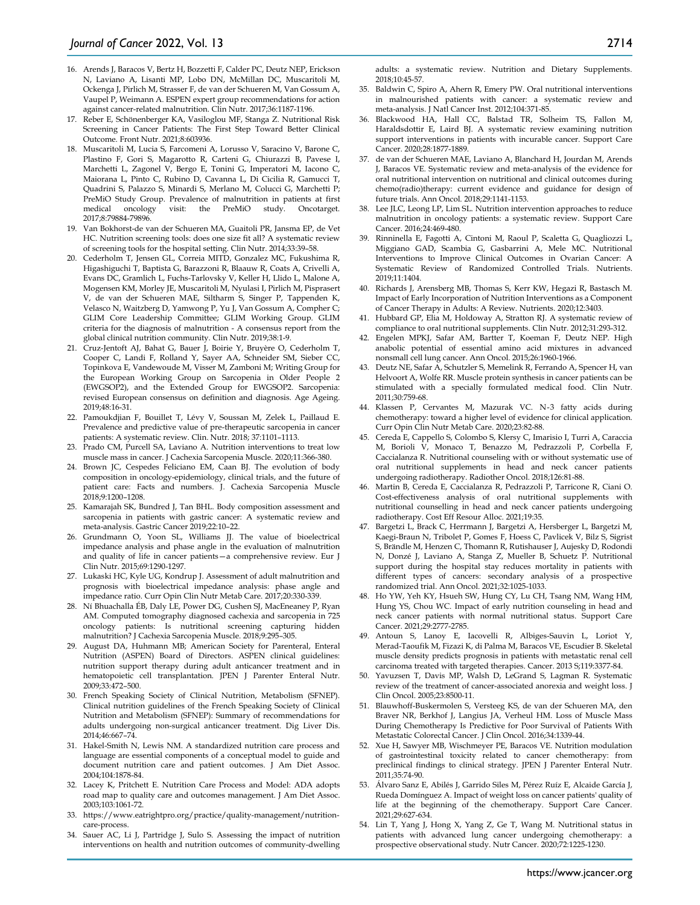16. Arends J, Baracos V, Bertz H, Bozzetti F, Calder PC, Deutz NEP, Erickson N, Laviano A, Lisanti MP, Lobo DN, McMillan DC, Muscaritoli M, Ockenga J, Pirlich M, Strasser F, de van der Schueren M, Van Gossum A, Vaupel P, Weimann A. ESPEN expert group recommendations for action against cancer-related malnutrition. Clin Nutr. 2017;36:1187-1196.
17. Reber E, Schönenberger KA, Vasiloglou MF, Stanga Z. Nutritional Risk Screening in Cancer Patients: The First Step Toward Better Clinical Outcome. Front Nutr. 2021;8:603936.
18. Muscaritoli M, Lucia S, Farcomeni A, Lorusso V, Saracino V, Barone C, Plastino F, Gori S, Magarotto R, Carteni G, Chiurazzi B, Pavese I, Marchetti L, Zagonel V, Bergo E, Tonini G, Imperatori M, Iacono C, Maiorana L, Pinto C, Rubino D, Cavanna L, Di Cicilia R, Gamucci T, Quadrini S, Palazzo S, Minardi S, Merlano M, Colucci G, Marchetti P; PreMiO Study Group. Prevalence of malnutrition in patients at first medical oncology visit: the PreMiO study. Oncotarget. 2017;8:79884-79896.
19. Van Bokhorst-de van der Schueren MA, Guaitoli PR, Jansma EP, de Vet HC. Nutrition screening tools: does one size fit all? A systematic review of screening tools for the hospital setting. Clin Nutr. 2014;33:39–58.
20. Cederholm T, Jensen GL, Correia MITD, Gonzalez MC, Fukushima R, Higashiguchi T, Baptista G, Barazzoni R, Blaauw R, Coats A, Crivelli A, Evans DC, Gramlich L, Fuchs-Tarlovsky V, Keller H, Llido L, Malone A, Mogensen KM, Morley JE, Muscaritoli M, Nyulasi I, Pirlich M, Pisprasert V, de van der Schueren MAE, Siltharm S, Singer P, Tappenden K, Velasco N, Waitzberg D, Yamwong P, Yu J, Van Gossum A, Compher C; GLIM Core Leadership Committee; GLIM Working Group. GLIM criteria for the diagnosis of malnutrition - A consensus report from the global clinical nutrition community. Clin Nutr. 2019;38:1-9.
21. Cruz-Jentoft AJ, Bahat G, Bauer J, Boirie Y, Bruyère O, Cederholm T, Cooper C, Landi F, Rolland Y, Sayer AA, Schneider SM, Sieber CC, Topinkova E, Vandewoude M, Visser M, Zamboni M; Writing Group for the European Working Group on Sarcopenia in Older People 2 (EWGSOP2), and the Extended Group for EWGSOP2. Sarcopenia: revised European consensus on definition and diagnosis. Age Ageing. 2019;48:16-31.
22. Pamoukdjian F, Bouillet T, Lévy V, Soussan M, Zelek L, Paillaud E. Prevalence and predictive value of pre-therapeutic sarcopenia in cancer patients: A systematic review. Clin. Nutr. 2018; 37:1101–1113.
23. Prado CM, Purcell SA, Laviano A. Nutrition interventions to treat low muscle mass in cancer. J Cachexia Sarcopenia Muscle. 2020;11:366-380.
24. Brown JC, Cespedes Feliciano EM, Caan BJ. The evolution of body composition in oncology-epidemiology, clinical trials, and the future of patient care: Facts and numbers. J. Cachexia Sarcopenia Muscle 2018;9:1200–1208.
25. Kamarajah SK, Bundred J, Tan BHL. Body composition assessment and sarcopenia in patients with gastric cancer: A systematic review and meta-analysis. Gastric Cancer 2019;22:10–22.
26. Grundmann O, Yoon SL, Williams JJ. The value of bioelectrical impedance analysis and phase angle in the evaluation of malnutrition and quality of life in cancer patients—a comprehensive review. Eur J Clin Nutr. 2015;69:1290-1297.
27. Lukaski HC, Kyle UG, Kondrup J. Assessment of adult malnutrition and prognosis with bioelectrical impedance analysis: phase angle and impedance ratio. Curr Opin Clin Nutr Metab Care. 2017;20:330-339.
28. Ní Bhuachalla ÉB, Daly LE, Power DG, Cushen SJ, MacEneaney P, Ryan AM. Computed tomography diagnosed cachexia and sarcopenia in 725 oncology patients: Is nutritional screening capturing hidden malnutrition? J Cachexia Sarcopenia Muscle. 2018;9:295–305.
29. August DA, Huhmann MB; American Society for Parenteral, Enteral Nutrition (ASPEN) Board of Directors. ASPEN clinical guidelines: nutrition support therapy during adult anticancer treatment and in hematopoietic cell transplantation. JPEN J Parenter Enteral Nutr. 2009;33:472–500.
30. French Speaking Society of Clinical Nutrition, Metabolism (SFNEP). Clinical nutrition guidelines of the French Speaking Society of Clinical Nutrition and Metabolism (SFNEP): Summary of recommendations for adults undergoing non-surgical anticancer treatment. Dig Liver Dis. 2014;46:667–74.
31. Hakel-Smith N, Lewis NM. A standardized nutrition care process and language are essential components of a conceptual model to guide and document nutrition care and patient outcomes. J Am Diet Assoc. 2004;104:1878-84.
32. Lacey K, Pritchett E. Nutrition Care Process and Model: ADA adopts road map to quality care and outcomes management. J Am Diet Assoc. 2003;103:1061-72.
33. https://www.eatrightpro.org/practice/quality-management/nutrition-care-process.
34. Sauer AC, Li J, Partridge J, Sulo S. Assessing the impact of nutrition interventions on health and nutrition outcomes of community-dwelling adults: a systematic review. Nutrition and Dietary Supplements. 2018;10:45-57.
35. Baldwin C, Spiro A, Ahern R, Emery PW. Oral nutritional interventions in malnourished patients with cancer: a systematic review and meta-analysis. J Natl Cancer Inst. 2012;104:371-85.
36. Blackwood HA, Hall CC, Balstad TR, Solheim TS, Fallon M, Haraldsdottir E, Laird BJ. A systematic review examining nutrition support interventions in patients with incurable cancer. Support Care Cancer. 2020;28:1877-1889.
37. de van der Schueren MAE, Laviano A, Blanchard H, Jourdan M, Arends J, Baracos VE. Systematic review and meta-analysis of the evidence for oral nutritional intervention on nutritional and clinical outcomes during chemo(radio)therapy: current evidence and guidance for design of future trials. Ann Oncol. 2018;29:1141-1153.
38. Lee JLC, Leong LP, Lim SL. Nutrition intervention approaches to reduce malnutrition in oncology patients: a systematic review. Support Care Cancer. 2016;24:469-480.
39. Rinninella E, Fagotti A, Cintoni M, Raoul P, Scaletta G, Quagliozzi L, Miggiano GAD, Scambia G, Gasbarrini A, Mele MC. Nutritional Interventions to Improve Clinical Outcomes in Ovarian Cancer: A Systematic Review of Randomized Controlled Trials. Nutrients. 2019;11:1404.
40. Richards J, Arensberg MB, Thomas S, Kerr KW, Hegazi R, Bastasch M. Impact of Early Incorporation of Nutrition Interventions as a Component of Cancer Therapy in Adults: A Review. Nutrients. 2020;12:3403.
41. Hubbard GP, Elia M, Holdoway A, Stratton RJ. A systematic review of compliance to oral nutritional supplements. Clin Nutr. 2012;31:293-312.
42. Engelen MPKJ, Safar AM, Bartter T, Koeman F, Deutz NEP. High anabolic potential of essential amino acid mixtures in advanced nonsmall cell lung cancer. Ann Oncol. 2015;26:1960-1966.
43. Deutz NE, Safar A, Schutzler S, Memelink R, Ferrando A, Spencer H, van Helvoort A, Wolfe RR. Muscle protein synthesis in cancer patients can be stimulated with a specially formulated medical food. Clin Nutr. 2011;30:759-68.
44. Klassen P, Cervantes M, Mazurak VC. N-3 fatty acids during chemotherapy: toward a higher level of evidence for clinical application. Curr Opin Clin Nutr Metab Care. 2020;23:82-88.
45. Cereda E, Cappello S, Colombo S, Klersy C, Imarisio I, Turri A, Caraccia M, Borioli V, Monaco T, Benazzo M, Pedrazzoli P, Corbella F, Caccialanza R. Nutritional counseling with or without systematic use of oral nutritional supplements in head and neck cancer patients undergoing radiotherapy. Radiother Oncol. 2018;126:81-88.
46. Martin B, Cereda E, Caccialanza R, Pedrazzoli P, Tarricone R, Ciani O. Cost-effectiveness analysis of oral nutritional supplements with nutritional counselling in head and neck cancer patients undergoing radiotherapy. Cost Eff Resour Alloc. 2021;19:35.
47. Bargetzi L, Brack C, Herrmann J, Bargetzi A, Hersberger L, Bargetzi M, Kaegi-Braun N, Tribolet P, Gomes F, Hoess C, Pavlicek V, Bilz S, Sigrist S, Brändle M, Henzen C, Thomann R, Rutishauser J, Aujesky D, Rodondi N, Donzé J, Laviano A, Stanga Z, Mueller B, Schuetz P. Nutritional support during the hospital stay reduces mortality in patients with different types of cancers: secondary analysis of a prospective randomized trial. Ann Oncol. 2021;32:1025-1033.
48. Ho YW, Yeh KY, Hsueh SW, Hung CY, Lu CH, Tsang NM, Wang HM, Hung YS, Chou WC. Impact of early nutrition counseling in head and neck cancer patients with normal nutritional status. Support Care Cancer. 2021;29:2777-2785.
49. Antoun S, Lanoy E, Iacovelli R, Albiges-Sauvin L, Loriot Y, Merad-Taoufik M, Fizazi K, di Palma M, Baracos VE, Escudier B. Skeletal muscle density predicts prognosis in patients with metastatic renal cell carcinoma treated with targeted therapies. Cancer. 2013 S;119:3377-84.
50. Yavuzsen T, Davis MP, Walsh D, LeGrand S, Lagman R. Systematic review of the treatment of cancer-associated anorexia and weight loss. J Clin Oncol. 2005;23:8500-11.
51. Blauwhoff-Buskermolen S, Versteeg KS, de van der Schueren MA, den Braver NR, Berkhof J, Langius JA, Verheul HM. Loss of Muscle Mass During Chemotherapy Is Predictive for Poor Survival of Patients With Metastatic Colorectal Cancer. J Clin Oncol. 2016;34:1339-44.
52. Xue H, Sawyer MB, Wischmeyer PE, Baracos VE. Nutrition modulation of gastrointestinal toxicity related to cancer chemotherapy: from preclinical findings to clinical strategy. JPEN J Parenter Enteral Nutr. 2011;35:74-90.
53. Álvaro Sanz E, Abilés J, Garrido Siles M, Pérez Ruíz E, Alcaide García J, Rueda Domínguez A. Impact of weight loss on cancer patients' quality of life at the beginning of the chemotherapy. Support Care Cancer. 2021;29:627-634.
54. Lin T, Yang J, Hong X, Yang Z, Ge T, Wang M. Nutritional status in patients with advanced lung cancer undergoing chemotherapy: a prospective observational study. Nutr Cancer. 2020;72:1225-1230.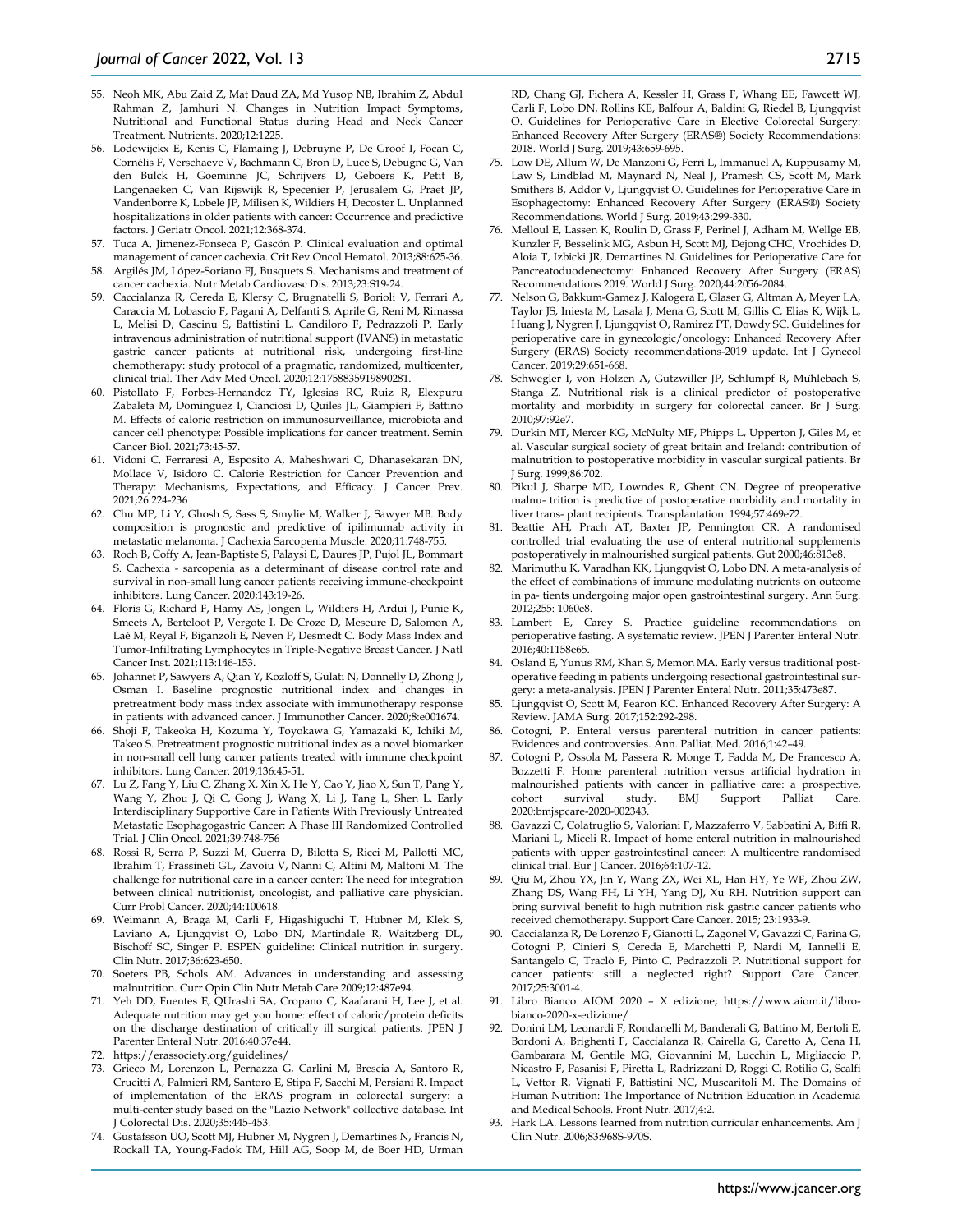55. Neoh MK, Abu Zaid Z, Mat Daud ZA, Md Yusop NB, Ibrahim Z, Abdul Rahman Z, Jamhuri N. Changes in Nutrition Impact Symptoms, Nutritional and Functional Status during Head and Neck Cancer Treatment. Nutrients. 2020;12:1225.
56. Lodewijckx E, Kenis C, Flamaing J, Debruyne P, De Groof I, Focan C, Cornélis F, Verschaeve V, Bachmann C, Bron D, Luce S, Debugne G, Van den Bulck H, Goeminne JC, Schrijvers D, Geboers K, Petit B, Langenaeken C, Van Rijswijk R, Specenier P, Jerusalem G, Praet JP, Vandenborre K, Lobele JP, Milisen K, Wildiers H, Decoster L. Unplanned hospitalizations in older patients with cancer: Occurrence and predictive factors. J Geriatr Oncol. 2021;12:368-374.
57. Tuca A, Jimenez-Fonseca P, Gascón P. Clinical evaluation and optimal management of cancer cachexia. Crit Rev Oncol Hematol. 2013;88:625-36.
58. Argilés JM, López-Soriano FJ, Busquets S. Mechanisms and treatment of cancer cachexia. Nutr Metab Cardiovasc Dis. 2013;23:S19-24.
59. Caccialanza R, Cereda E, Klersy C, Brugnatelli S, Borioli V, Ferrari A, Caraccia M, Lobascio F, Pagani A, Delfanti S, Aprile G, Reni M, Rimassa L, Melisi D, Cascinu S, Battistini L, Candiloro F, Pedrazzoli P. Early intravenous administration of nutritional support (IVANS) in metastatic gastric cancer patients at nutritional risk, undergoing first-line chemotherapy: study protocol of a pragmatic, randomized, multicenter, clinical trial. Ther Adv Med Oncol. 2020;12:1758835919890281.
60. Pistollato F, Forbes-Hernandez TY, Iglesias RC, Ruiz R, Elexpuru Zabaleta M, Dominguez I, Cianciosi D, Quiles JL, Giampieri F, Battino M. Effects of caloric restriction on immunosurveillance, microbiota and cancer cell phenotype: Possible implications for cancer treatment. Semin Cancer Biol. 2021;73:45-57.
61. Vidoni C, Ferraresi A, Esposito A, Maheshwari C, Dhanasekaran DN, Mollace V, Isidoro C. Calorie Restriction for Cancer Prevention and Therapy: Mechanisms, Expectations, and Efficacy. J Cancer Prev. 2021;26:224-236
62. Chu MP, Li Y, Ghosh S, Sass S, Smylie M, Walker J, Sawyer MB. Body composition is prognostic and predictive of ipilimumab activity in metastatic melanoma. J Cachexia Sarcopenia Muscle. 2020;11:748-755.
63. Roch B, Coffy A, Jean-Baptiste S, Palaysi E, Daures JP, Pujol JL, Bommart S. Cachexia - sarcopenia as a determinant of disease control rate and survival in non-small lung cancer patients receiving immune-checkpoint inhibitors. Lung Cancer. 2020;143:19-26.
64. Floris G, Richard F, Hamy AS, Jongen L, Wildiers H, Ardui J, Punie K, Smeets A, Berteloot P, Vergote I, De Croze D, Meseure D, Salomon A, Laé M, Reyal F, Biganzoli E, Neven P, Desmedt C. Body Mass Index and Tumor-Infiltrating Lymphocytes in Triple-Negative Breast Cancer. J Natl Cancer Inst. 2021;113:146-153.
65. Johannet P, Sawyers A, Qian Y, Kozloff S, Gulati N, Donnelly D, Zhong J, Osman I. Baseline prognostic nutritional index and changes in pretreatment body mass index associate with immunotherapy response in patients with advanced cancer. J Immunother Cancer. 2020;8:e001674.
66. Shoji F, Takeoka H, Kozuma Y, Toyokawa G, Yamazaki K, Ichiki M, Takeo S. Pretreatment prognostic nutritional index as a novel biomarker in non-small cell lung cancer patients treated with immune checkpoint inhibitors. Lung Cancer. 2019;136:45-51.
67. Lu Z, Fang Y, Liu C, Zhang X, Xin X, He Y, Cao Y, Jiao X, Sun T, Pang Y, Wang Y, Zhou J, Qi C, Gong J, Wang X, Li J, Tang L, Shen L. Early Interdisciplinary Supportive Care in Patients With Previously Untreated Metastatic Esophagogastric Cancer: A Phase III Randomized Controlled Trial. J Clin Oncol. 2021;39:748-756
68. Rossi R, Serra P, Suzzi M, Guerra D, Bilotta S, Ricci M, Pallotti MC, Ibrahim T, Frassineti GL, Zavoiu V, Nanni C, Altini M, Maltoni M. The challenge for nutritional care in a cancer center: The need for integration between clinical nutritionist, oncologist, and palliative care physician. Curr Probl Cancer. 2020;44:100618.
69. Weimann A, Braga M, Carli F, Higashiguchi T, Hübner M, Klek S, Laviano A, Ljungqvist O, Lobo DN, Martindale R, Waitzberg DL, Bischoff SC, Singer P. ESPEN guideline: Clinical nutrition in surgery. Clin Nutr. 2017;36:623-650.
70. Soeters PB, Schols AM. Advances in understanding and assessing malnutrition. Curr Opin Clin Nutr Metab Care 2009;12:487e94.
71. Yeh DD, Fuentes E, QUrashi SA, Cropano C, Kaafarani H, Lee J, et al. Adequate nutrition may get you home: effect of caloric/protein deficits on the discharge destination of critically ill surgical patients. JPEN J Parenter Enteral Nutr. 2016;40:37e44.
72. https://erassociety.org/guidelines/
73. Grieco M, Lorenzon L, Pernazza G, Carlini M, Brescia A, Santoro R, Crucitti A, Palmieri RM, Santoro E, Stipa F, Sacchi M, Persiani R. Impact of implementation of the ERAS program in colorectal surgery: a multi-center study based on the "Lazio Network" collective database. Int J Colorectal Dis. 2020;35:445-453.
74. Gustafsson UO, Scott MJ, Hubner M, Nygren J, Demartines N, Francis N, Rockall TA, Young-Fadok TM, Hill AG, Soop M, de Boer HD, Urman RD, Chang GJ, Fichera A, Kessler H, Grass F, Whang EE, Fawcett WJ, Carli F, Lobo DN, Rollins KE, Balfour A, Baldini G, Riedel B, Ljungqvist O. Guidelines for Perioperative Care in Elective Colorectal Surgery: Enhanced Recovery After Surgery (ERAS®) Society Recommendations: 2018. World J Surg. 2019;43:659-695.
75. Low DE, Allum W, De Manzoni G, Ferri L, Immanuel A, Kuppusamy M, Law S, Lindblad M, Maynard N, Neal J, Pramesh CS, Scott M, Mark Smithers B, Addor V, Ljungqvist O. Guidelines for Perioperative Care in Esophagectomy: Enhanced Recovery After Surgery (ERAS®) Society Recommendations. World J Surg. 2019;43:299-330.
76. Melloul E, Lassen K, Roulin D, Grass F, Perinel J, Adham M, Wellge EB, Kunzler F, Besselink MG, Asbun H, Scott MJ, Dejong CHC, Vrochides D, Aloia T, Izbicki JR, Demartines N. Guidelines for Perioperative Care for Pancreatoduodenectomy: Enhanced Recovery After Surgery (ERAS) Recommendations 2019. World J Surg. 2020;44:2056-2084.
77. Nelson G, Bakkum-Gamez J, Kalogera E, Glaser G, Altman A, Meyer LA, Taylor JS, Iniesta M, Lasala J, Mena G, Scott M, Gillis C, Elias K, Wijk L, Huang J, Nygren J, Ljungqvist O, Ramirez PT, Dowdy SC. Guidelines for perioperative care in gynecologic/oncology: Enhanced Recovery After Surgery (ERAS) Society recommendations-2019 update. Int J Gynecol Cancer. 2019;29:651-668.
78. Schwegler I, von Holzen A, Gutzwiller JP, Schlumpf R, Mühlebach S, Stanga Z. Nutritional risk is a clinical predictor of postoperative mortality and morbidity in surgery for colorectal cancer. Br J Surg. 2010;97:92e7.
79. Durkin MT, Mercer KG, McNulty MF, Phipps L, Upperton J, Giles M, et al. Vascular surgical society of great britain and Ireland: contribution of malnutrition to postoperative morbidity in vascular surgical patients. Br J Surg. 1999;86:702.
80. Pikul J, Sharpe MD, Lowndes R, Ghent CN. Degree of preoperative malnu- trition is predictive of postoperative morbidity and mortality in liver trans- plant recipients. Transplantation. 1994;57:469e72.
81. Beattie AH, Prach AT, Baxter JP, Pennington CR. A randomised controlled trial evaluating the use of enteral nutritional supplements postoperatively in malnourished surgical patients. Gut 2000;46:813e8.
82. Marimuthu K, Varadhan KK, Ljungqvist O, Lobo DN. A meta-analysis of the effect of combinations of immune modulating nutrients on outcome in pa- tients undergoing major open gastrointestinal surgery. Ann Surg. 2012;255: 1060e8.
83. Lambert E, Carey S. Practice guideline recommendations on perioperative fasting. A systematic review. JPEN J Parenter Enteral Nutr. 2016;40:1158e65.
84. Osland E, Yunus RM, Khan S, Memon MA. Early versus traditional post- operative feeding in patients undergoing resectional gastrointestinal sur- gery: a meta-analysis. JPEN J Parenter Enteral Nutr. 2011;35:473e87.
85. Ljungqvist O, Scott M, Fearon KC. Enhanced Recovery After Surgery: A Review. JAMA Surg. 2017;152:292-298.
86. Cotogni, P. Enteral versus parenteral nutrition in cancer patients: Evidences and controversies. Ann. Palliat. Med. 2016;1:42–49.
87. Cotogni P, Ossola M, Passera R, Monge T, Fadda M, De Francesco A, Bozzetti F. Home parenteral nutrition versus artificial hydration in malnourished patients with cancer in palliative care: a prospective, cohort survival study. BMJ Support Palliat Care. 2020:bmjspcare-2020-002343.
88. Gavazzi C, Colatruglio S, Valoriani F, Mazzaferro V, Sabbatini A, Biffi R, Mariani L, Miceli R. Impact of home enteral nutrition in malnourished patients with upper gastrointestinal cancer: A multicentre randomised clinical trial. Eur J Cancer. 2016;64:107-12.
89. Qiu M, Zhou YX, Jin Y, Wang ZX, Wei XL, Han HY, Ye WF, Zhou ZW, Zhang DS, Wang FH, Li YH, Yang DJ, Xu RH. Nutrition support can bring survival benefit to high nutrition risk gastric cancer patients who received chemotherapy. Support Care Cancer. 2015; 23:1933-9.
90. Caccialanza R, De Lorenzo F, Gianotti L, Zagonel V, Gavazzi C, Farina G, Cotogni P, Cinieri S, Cereda E, Marchetti P, Nardi M, Iannelli E, Santangelo C, Traclò F, Pinto C, Pedrazzoli P. Nutritional support for cancer patients: still a neglected right? Support Care Cancer. 2017;25:3001-4.
91. Libro Bianco AIOM 2020 – X edizione; https://www.aiom.it/libro-bianco-2020-x-edizione/
92. Donini LM, Leonardi F, Rondanelli M, Banderali G, Battino M, Bertoli E, Bordoni A, Brighenti F, Caccialanza R, Cairella G, Caretto A, Cena H, Gambarara M, Gentile MG, Giovannini M, Lucchin L, Migliaccio P, Nicastro F, Pasanisi F, Piretta L, Radrizzani D, Roggi C, Rotilio G, Scalfi L, Vettor R, Vignati F, Battistini NC, Muscaritoli M. The Domains of Human Nutrition: The Importance of Nutrition Education in Academia and Medical Schools. Front Nutr. 2017;4:2.
93. Hark LA. Lessons learned from nutrition curricular enhancements. Am J Clin Nutr. 2006;83:968S-970S.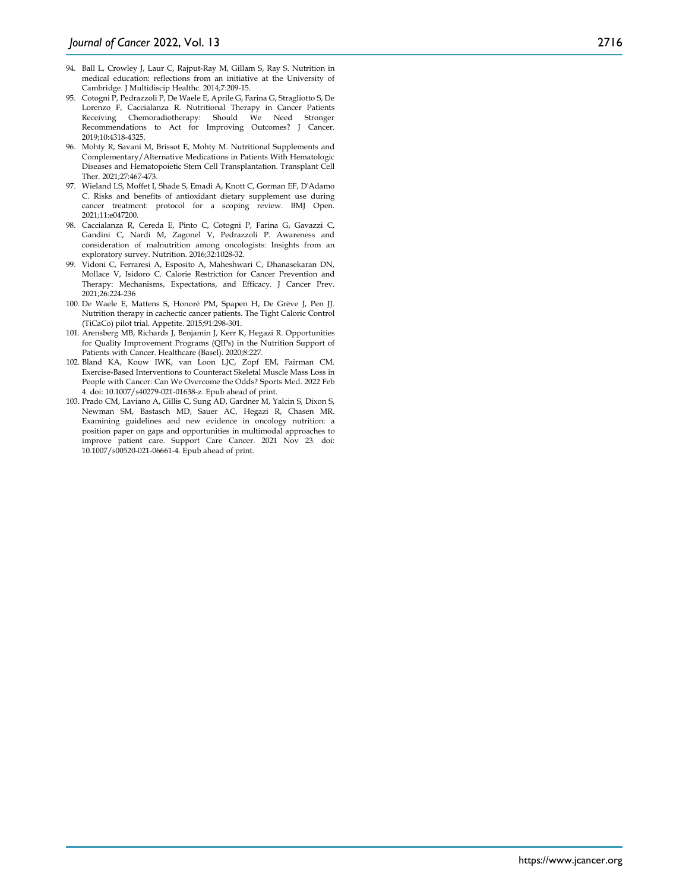94. Ball L, Crowley J, Laur C, Rajput-Ray M, Gillam S, Ray S. Nutrition in medical education: reflections from an initiative at the University of Cambridge. J Multidiscip Healthc. 2014;7:209-15.
95. Cotogni P, Pedrazzoli P, De Waele E, Aprile G, Farina G, Stragliotto S, De Lorenzo F, Caccialanza R. Nutritional Therapy in Cancer Patients Receiving Chemoradiotherapy: Should We Need Stronger Recommendations to Act for Improving Outcomes? J Cancer. 2019;10:4318-4325.
96. Mohty R, Savani M, Brissot E, Mohty M. Nutritional Supplements and Complementary/Alternative Medications in Patients With Hematologic Diseases and Hematopoietic Stem Cell Transplantation. Transplant Cell Ther. 2021;27:467-473.
97. Wieland LS, Moffet I, Shade S, Emadi A, Knott C, Gorman EF, D'Adamo C. Risks and benefits of antioxidant dietary supplement use during cancer treatment: protocol for a scoping review. BMJ Open. 2021;11:e047200.
98. Caccialanza R, Cereda E, Pinto C, Cotogni P, Farina G, Gavazzi C, Gandini C, Nardi M, Zagonel V, Pedrazzoli P. Awareness and consideration of malnutrition among oncologists: Insights from an exploratory survey. Nutrition. 2016;32:1028-32.
99. Vidoni C, Ferraresi A, Esposito A, Maheshwari C, Dhanasekaran DN, Mollace V, Isidoro C. Calorie Restriction for Cancer Prevention and Therapy: Mechanisms, Expectations, and Efficacy. J Cancer Prev. 2021;26:224-236
100. De Waele E, Mattens S, Honoré PM, Spapen H, De Grève J, Pen JJ. Nutrition therapy in cachectic cancer patients. The Tight Caloric Control (TiCaCo) pilot trial. Appetite. 2015;91:298-301.
101. Arensberg MB, Richards J, Benjamin J, Kerr K, Hegazi R. Opportunities for Quality Improvement Programs (QIPs) in the Nutrition Support of Patients with Cancer. Healthcare (Basel). 2020;8:227.
102. Bland KA, Kouw IWK, van Loon LJC, Zopf EM, Fairman CM. Exercise-Based Interventions to Counteract Skeletal Muscle Mass Loss in People with Cancer: Can We Overcome the Odds? Sports Med. 2022 Feb 4. doi: 10.1007/s40279-021-01638-z. Epub ahead of print.
103. Prado CM, Laviano A, Gillis C, Sung AD, Gardner M, Yalcin S, Dixon S, Newman SM, Bastasch MD, Sauer AC, Hegazi R, Chasen MR. Examining guidelines and new evidence in oncology nutrition: a position paper on gaps and opportunities in multimodal approaches to improve patient care. Support Care Cancer. 2021 Nov 23. doi: 10.1007/s00520-021-06661-4. Epub ahead of print.